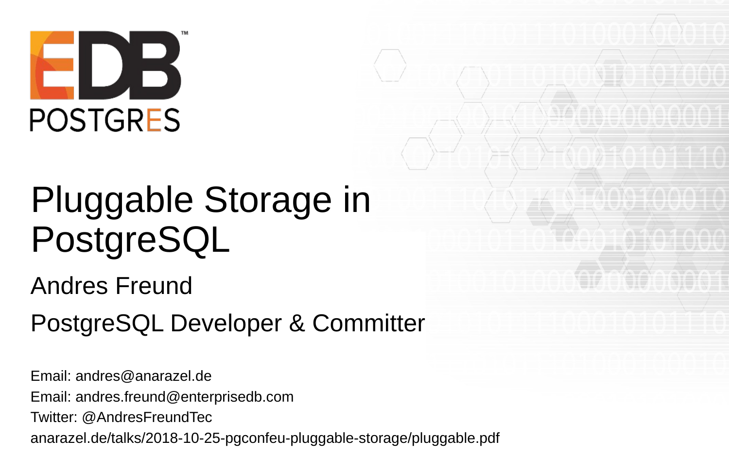EDB POSTGRES

# Pluggable Storage in PostgreSQL

Andres Freund

PostgreSQL Developer & Committer

Email: andres@anarazel.de
Email: andres.freund@enterprisedb.com
Twitter: @AndresFreundTec
anarazel.de/talks/2018-10-25-pgconfeu-pluggable-storage/pluggable.pdf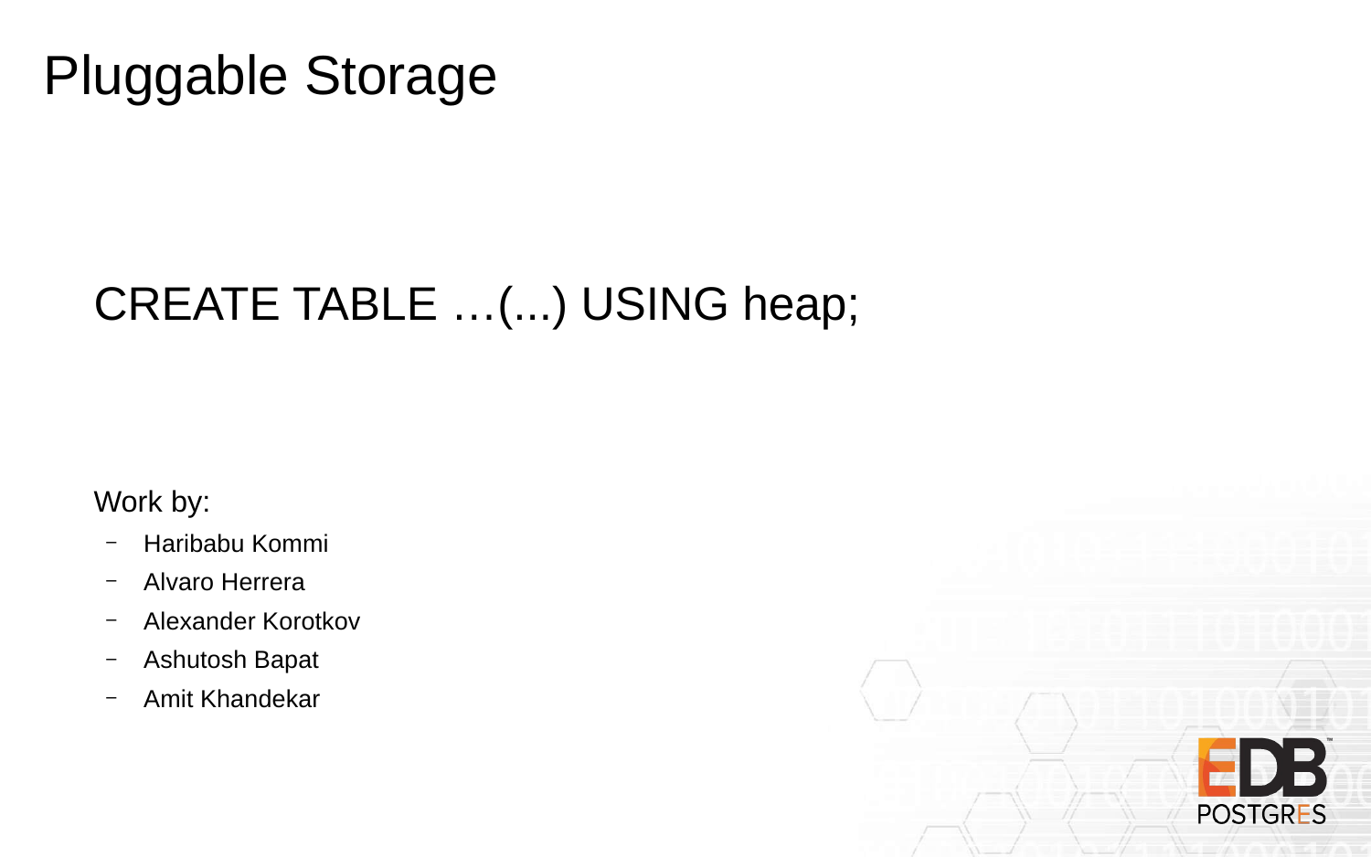# Pluggable Storage

CREATE TABLE …(...) USING heap;

Work by:

- Haribabu Kommi
- Alvaro Herrera
- Alexander Korotkov
- Ashutosh Bapat
- Amit Khandekar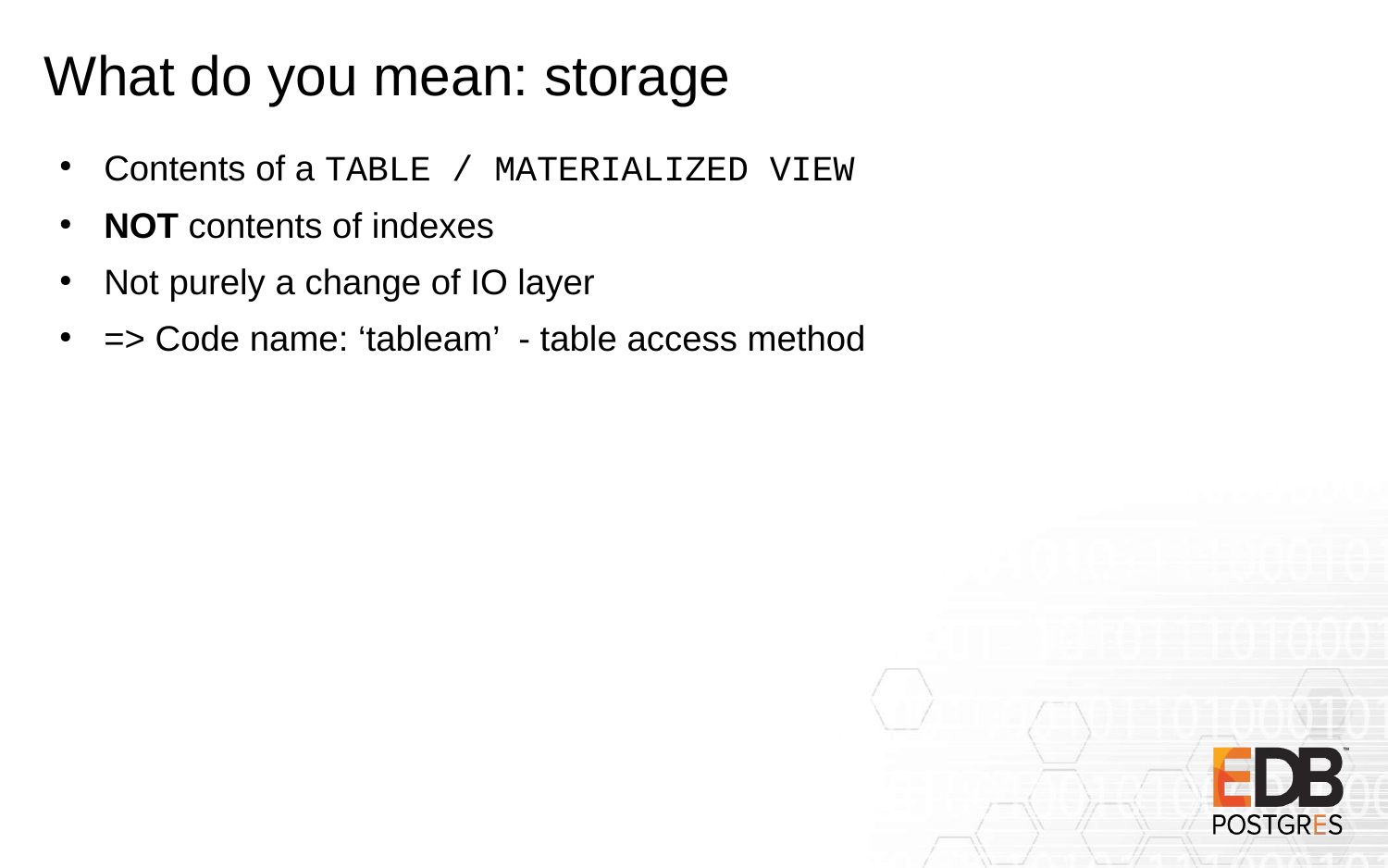# What do you mean: storage

- Contents of a `TABLE / MATERIALIZED VIEW`
- **NOT** contents of indexes
- Not purely a change of IO layer
- => Code name: ‘tableam’ - table access method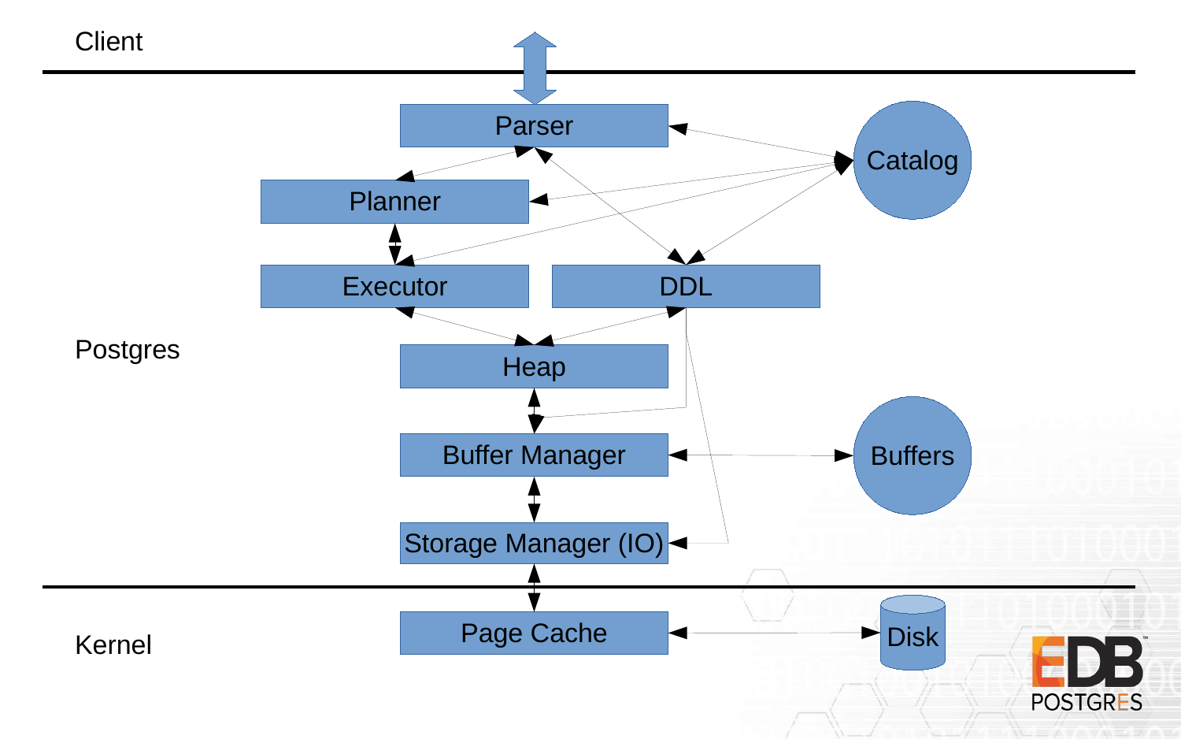Client

Parser

Catalog

Planner

Executor

DDL

Postgres

Heap

Buffer Manager

Buffers

Storage Manager (IO)

Kernel

Page Cache

Disk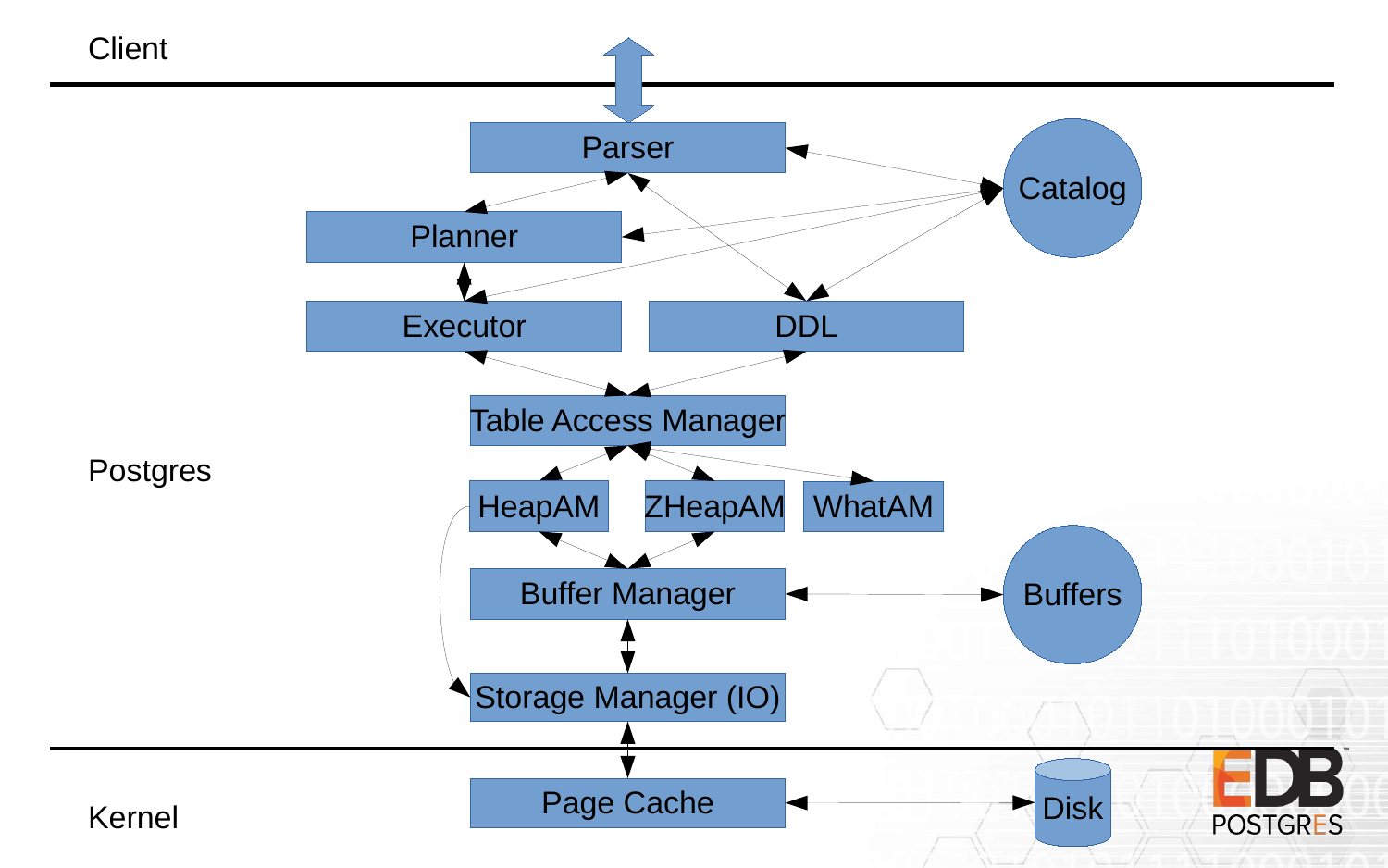Client

Postgres

Kernel

Parser

Catalog

Planner

Executor

DDL

Table Access Manager

HeapAM

ZHeapAM

WhatAM

Buffer Manager

Buffers

Storage Manager (IO)

Page Cache

Disk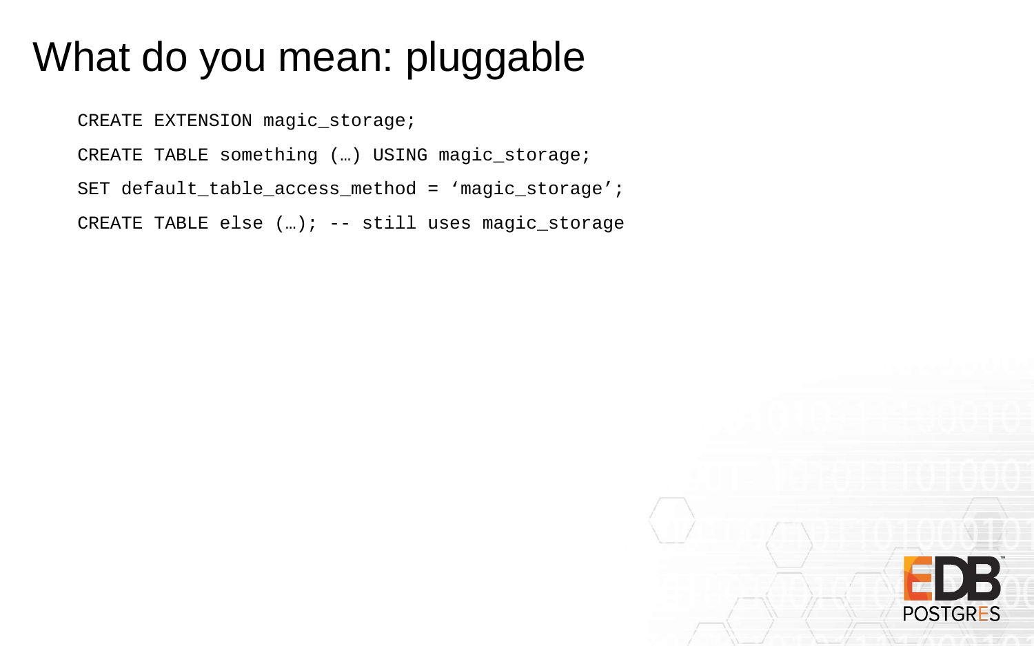# What do you mean: pluggable

```
CREATE EXTENSION magic_storage;
CREATE TABLE something (…) USING magic_storage;
SET default_table_access_method = ‘magic_storage’;
CREATE TABLE else (…); -- still uses magic_storage
```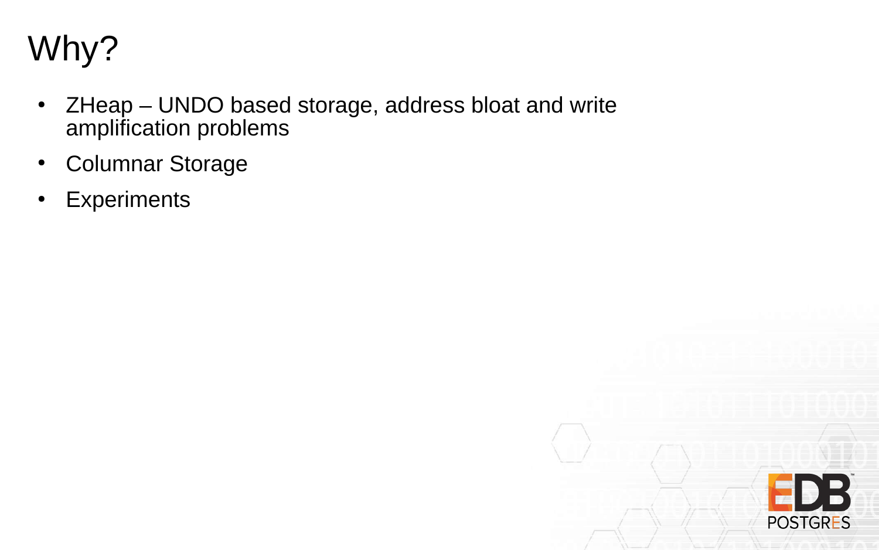# Why?

- ZHeap – UNDO based storage, address bloat and write amplification problems
- Columnar Storage
- Experiments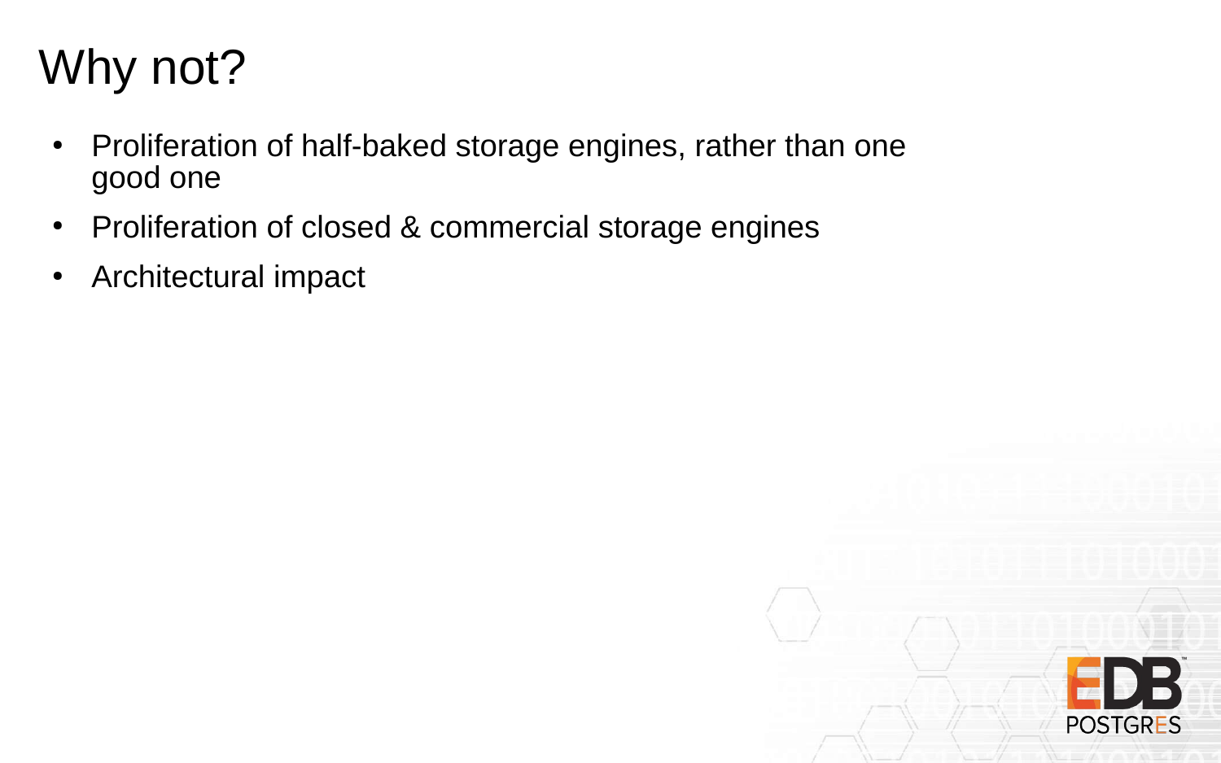# Why not?

- Proliferation of half-baked storage engines, rather than one good one
- Proliferation of closed & commercial storage engines
- Architectural impact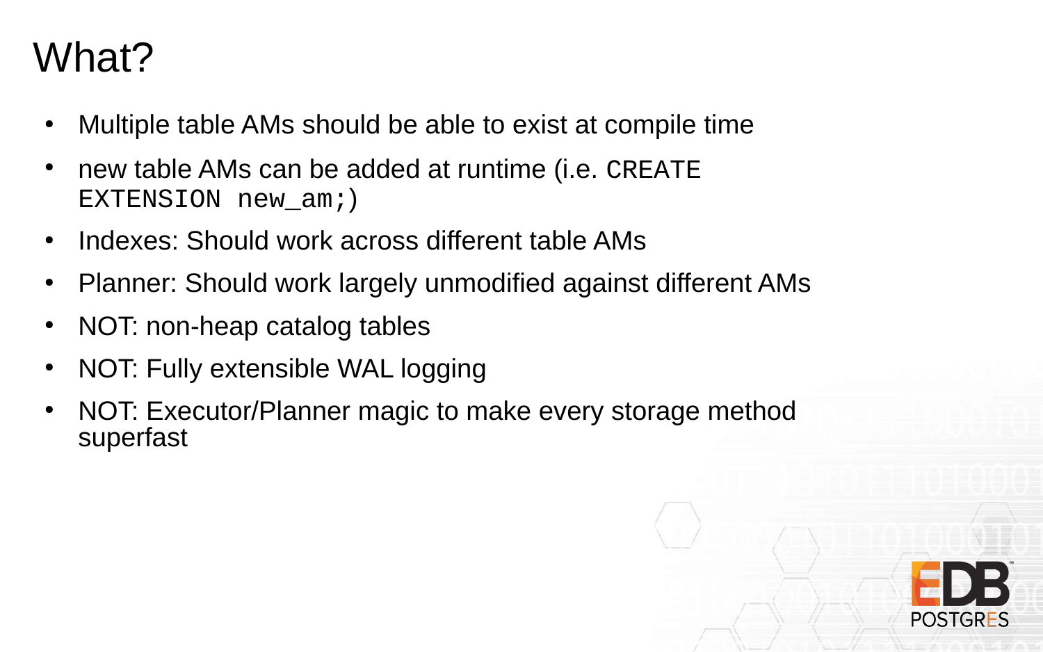# What?

- Multiple table AMs should be able to exist at compile time
- new table AMs can be added at runtime (i.e. `CREATE EXTENSION new_am;`)
- Indexes: Should work across different table AMs
- Planner: Should work largely unmodified against different AMs
- NOT: non-heap catalog tables
- NOT: Fully extensible WAL logging
- NOT: Executor/Planner magic to make every storage method superfast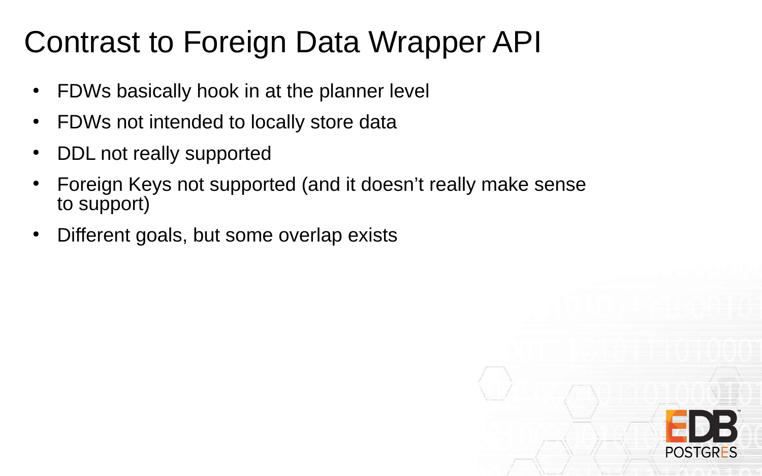# Contrast to Foreign Data Wrapper API

- FDWs basically hook in at the planner level
- FDWs not intended to locally store data
- DDL not really supported
- Foreign Keys not supported (and it doesn't really make sense to support)
- Different goals, but some overlap exists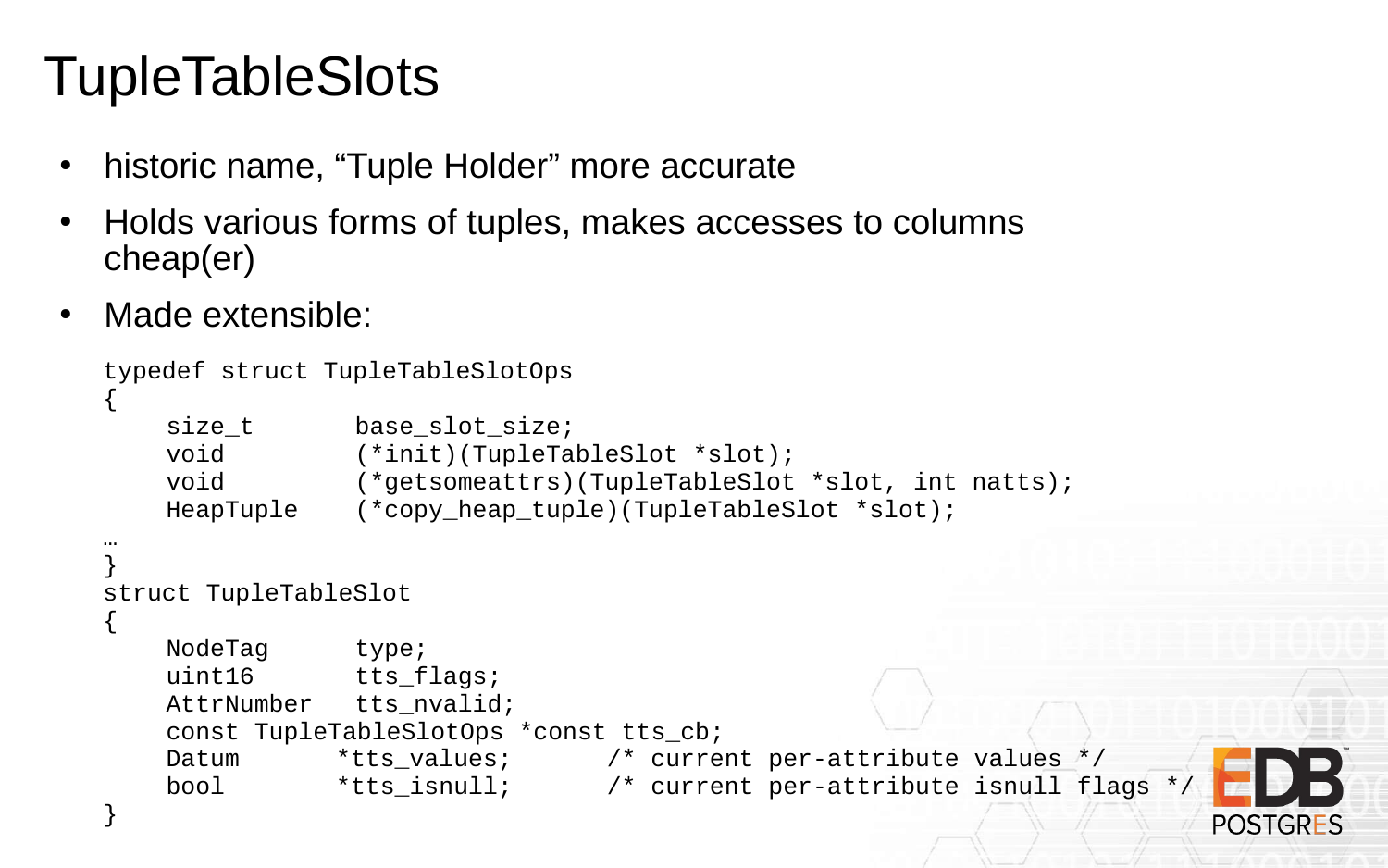# TupleTableSlots

- historic name, “Tuple Holder” more accurate
- Holds various forms of tuples, makes accesses to columns cheap(er)
- Made extensible:

```
typedef struct TupleTableSlotOps
{
    size_t       base_slot_size;
    void         (*init)(TupleTableSlot *slot);
    void         (*getsomeattrs)(TupleTableSlot *slot, int natts);
    HeapTuple    (*copy_heap_tuple)(TupleTableSlot *slot);
…
}
struct TupleTableSlot
{
    NodeTag      type;
    uint16       tts_flags;
    AttrNumber   tts_nvalid;
    const TupleTableSlotOps *const tts_cb;
    Datum       *tts_values;      /* current per-attribute values */
    bool        *tts_isnull;      /* current per-attribute isnull flags */
}
```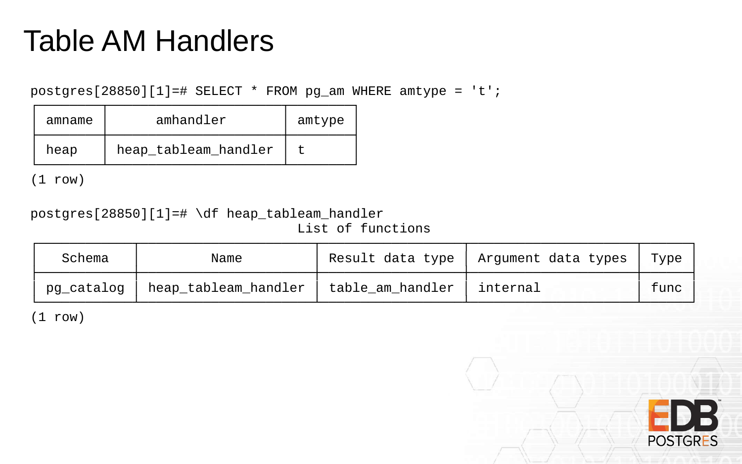# Table AM Handlers

```
postgres[28850][1]=# SELECT * FROM pg_am WHERE amtype = 't';
```

| amname | amhandler | amtype |
|---|---|---|
| heap | heap_tableam_handler | t |

(1 row)

```
postgres[28850][1]=# \df heap_tableam_handler
```

List of functions

| Schema | Name | Result data type | Argument data types | Type |
|---|---|---|---|---|
| pg_catalog | heap_tableam_handler | table_am_handler | internal | func |

(1 row)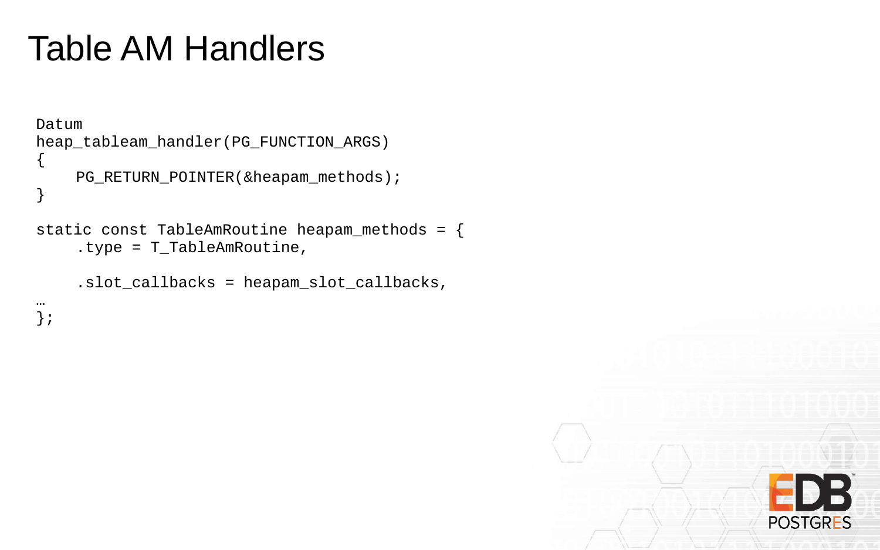# Table AM Handlers

```
Datum
heap_tableam_handler(PG_FUNCTION_ARGS)
{
    PG_RETURN_POINTER(&heapam_methods);
}

static const TableAmRoutine heapam_methods = {
    .type = T_TableAmRoutine,

    .slot_callbacks = heapam_slot_callbacks,
…
};
```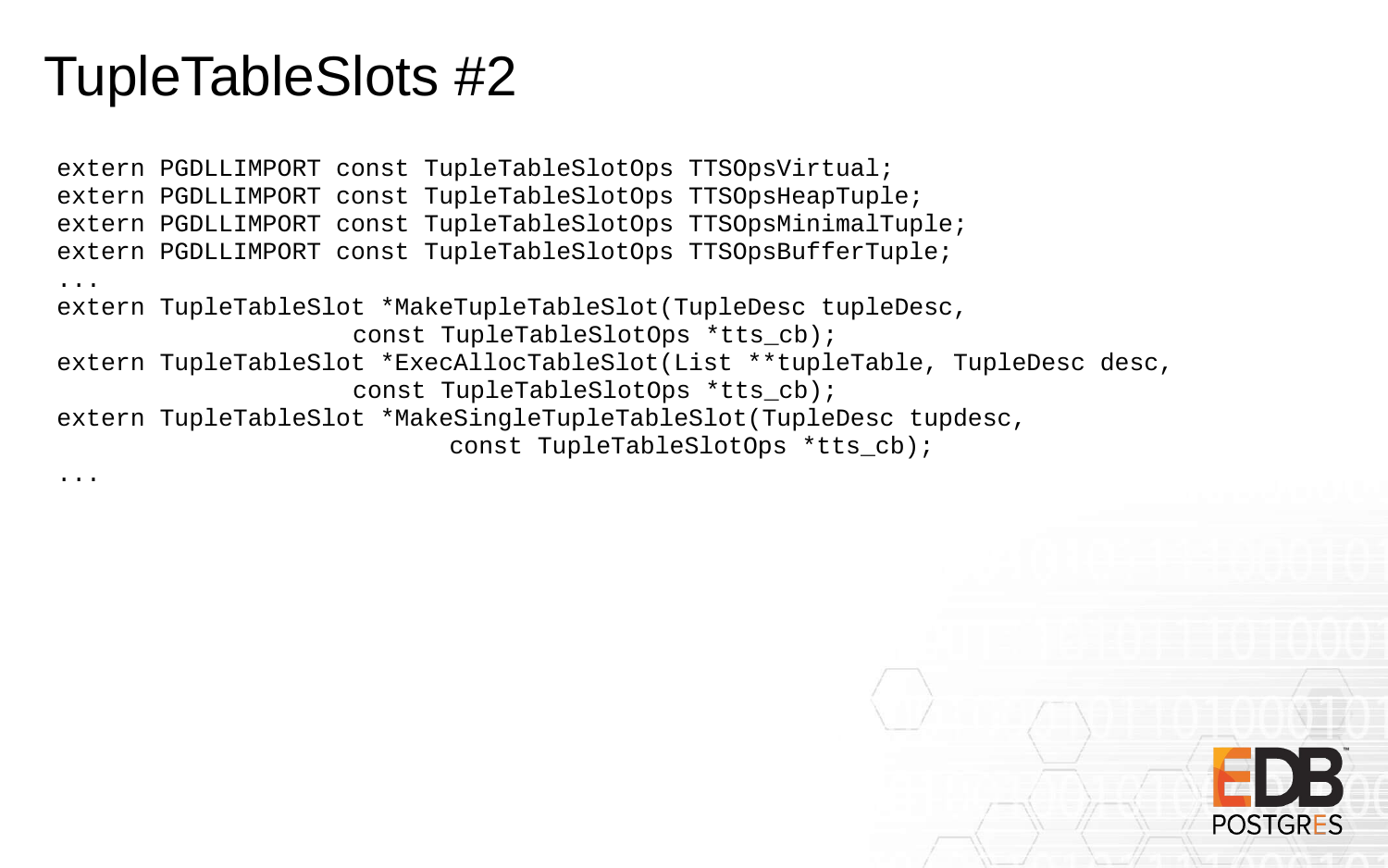# TupleTableSlots #2

```
extern PGDLLIMPORT const TupleTableSlotOps TTSOpsVirtual;
extern PGDLLIMPORT const TupleTableSlotOps TTSOpsHeapTuple;
extern PGDLLIMPORT const TupleTableSlotOps TTSOpsMinimalTuple;
extern PGDLLIMPORT const TupleTableSlotOps TTSOpsBufferTuple;
...
extern TupleTableSlot *MakeTupleTableSlot(TupleDesc tupleDesc,
                    const TupleTableSlotOps *tts_cb);
extern TupleTableSlot *ExecAllocTableSlot(List **tupleTable, TupleDesc desc,
                    const TupleTableSlotOps *tts_cb);
extern TupleTableSlot *MakeSingleTupleTableSlot(TupleDesc tupdesc,
                          const TupleTableSlotOps *tts_cb);
...
```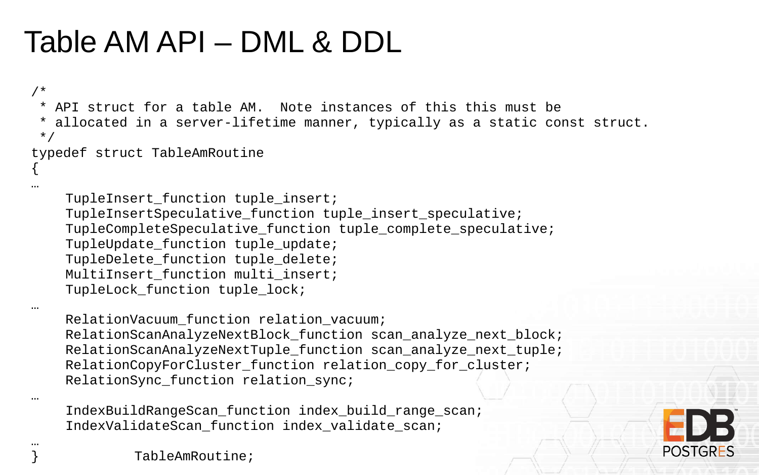# Table AM API – DML & DDL

```
/*
 * API struct for a table AM.  Note instances of this this must be
 * allocated in a server-lifetime manner, typically as a static const struct.
 */
typedef struct TableAmRoutine
{
…
    TupleInsert_function tuple_insert;
    TupleInsertSpeculative_function tuple_insert_speculative;
    TupleCompleteSpeculative_function tuple_complete_speculative;
    TupleUpdate_function tuple_update;
    TupleDelete_function tuple_delete;
    MultiInsert_function multi_insert;
    TupleLock_function tuple_lock;
…
    RelationVacuum_function relation_vacuum;
    RelationScanAnalyzeNextBlock_function scan_analyze_next_block;
    RelationScanAnalyzeNextTuple_function scan_analyze_next_tuple;
    RelationCopyForCluster_function relation_copy_for_cluster;
    RelationSync_function relation_sync;
…
    IndexBuildRangeScan_function index_build_range_scan;
    IndexValidateScan_function index_validate_scan;
…
}            TableAmRoutine;
```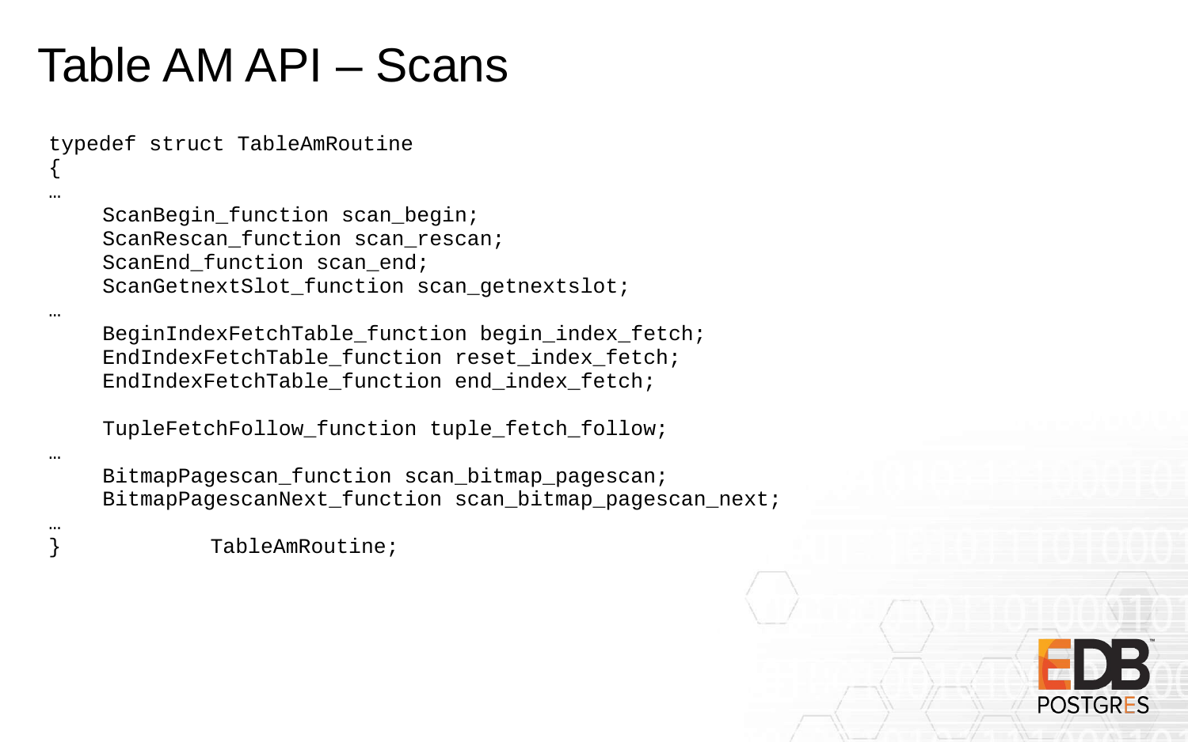# Table AM API – Scans

```
typedef struct TableAmRoutine
{
…
    ScanBegin_function scan_begin;
    ScanRescan_function scan_rescan;
    ScanEnd_function scan_end;
    ScanGetnextSlot_function scan_getnextslot;
…
    BeginIndexFetchTable_function begin_index_fetch;
    EndIndexFetchTable_function reset_index_fetch;
    EndIndexFetchTable_function end_index_fetch;

    TupleFetchFollow_function tuple_fetch_follow;
…
    BitmapPagescan_function scan_bitmap_pagescan;
    BitmapPagescanNext_function scan_bitmap_pagescan_next;
…
}            TableAmRoutine;
```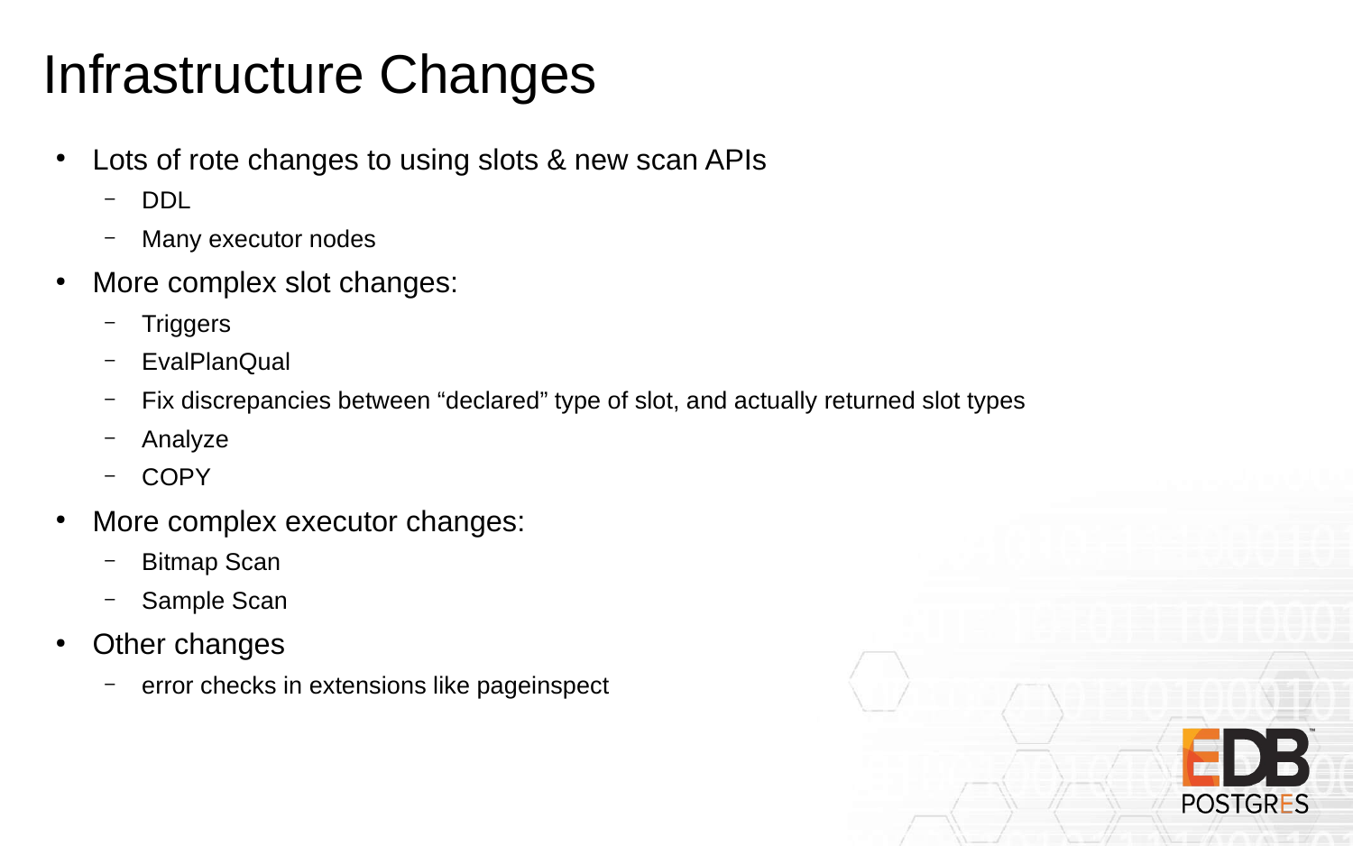# Infrastructure Changes

- Lots of rote changes to using slots & new scan APIs
  - DDL
  - Many executor nodes
- More complex slot changes:
  - Triggers
  - EvalPlanQual
  - Fix discrepancies between “declared” type of slot, and actually returned slot types
  - Analyze
  - COPY
- More complex executor changes:
  - Bitmap Scan
  - Sample Scan
- Other changes
  - error checks in extensions like pageinspect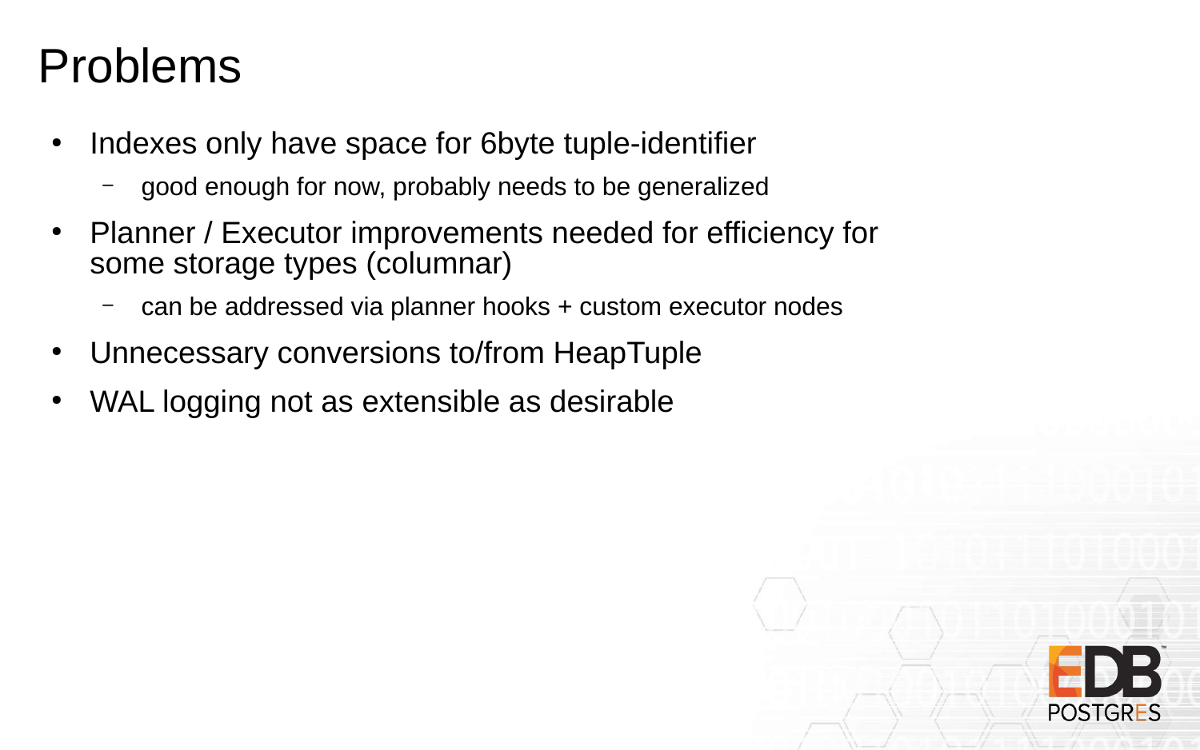# Problems

- Indexes only have space for 6byte tuple-identifier
  - good enough for now, probably needs to be generalized
- Planner / Executor improvements needed for efficiency for some storage types (columnar)
  - can be addressed via planner hooks + custom executor nodes
- Unnecessary conversions to/from HeapTuple
- WAL logging not as extensible as desirable